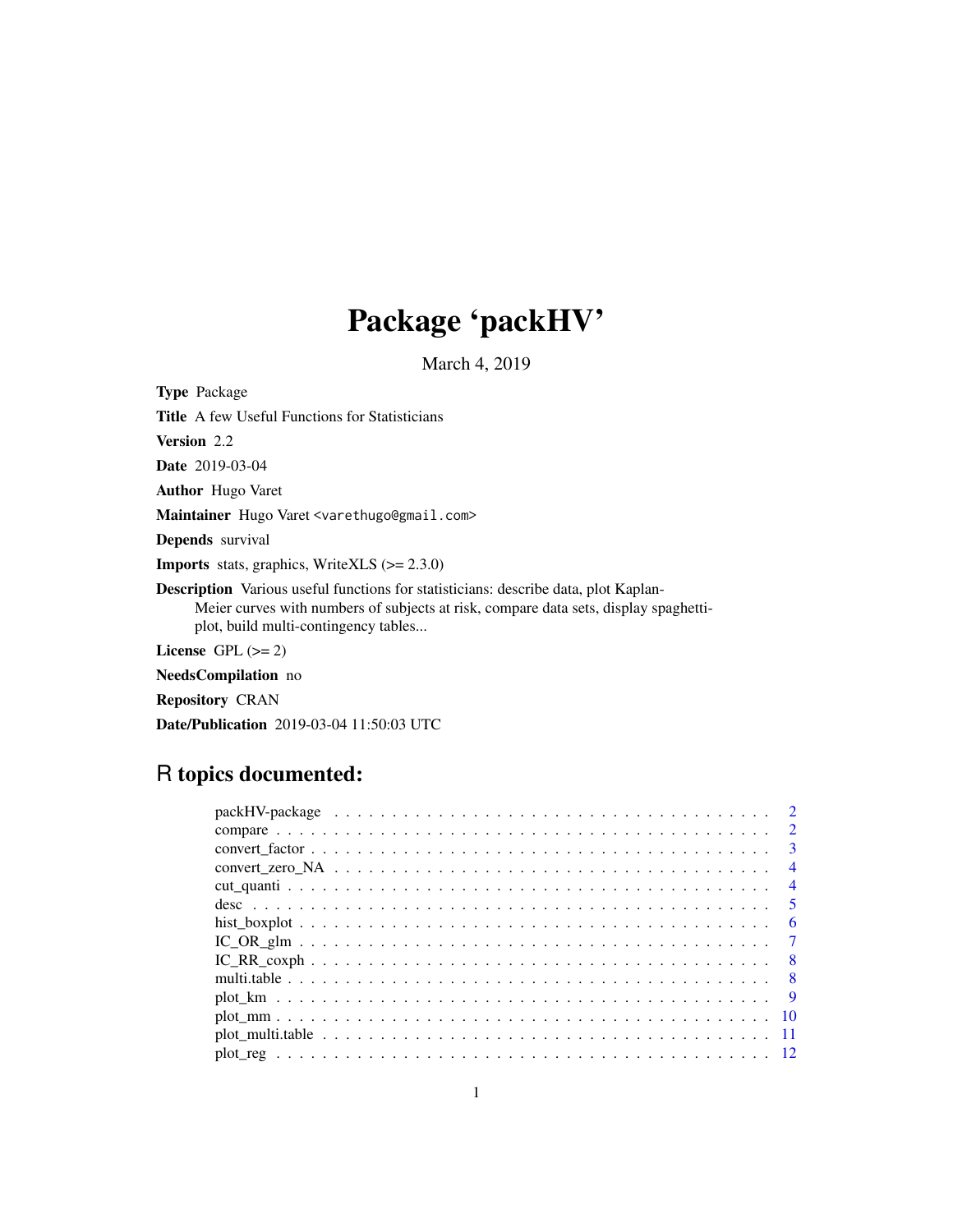# Package 'packHV'

March 4, 2019

**Type** Package

**Title** A few Useful Functions for Statisticians

**Version** 2.2

**Date** 2019-03-04

**Author** Hugo Varet

**Maintainer** Hugo Varet <varethugo@gmail.com>

**Depends** survival

**Imports** stats, graphics, WriteXLS (>= 2.3.0)

**Description** Various useful functions for statisticians: describe data, plot Kaplan-Meier curves with numbers of subjects at risk, compare data sets, display spaghetti-plot, build multi-contingency tables...

**License** GPL (>= 2)

**NeedsCompilation** no

**Repository** CRAN

**Date/Publication** 2019-03-04 11:50:03 UTC

## R topics documented:

packHV-package . . . . . . . . . . 2
compare . . . . . . . . . . 2
convert_factor . . . . . . . . . . 3
convert_zero_NA . . . . . . . . . . 4
cut_quanti . . . . . . . . . . 4
desc . . . . . . . . . . 5
hist_boxplot . . . . . . . . . . 6
IC_OR_glm . . . . . . . . . . 7
IC_RR_coxph . . . . . . . . . . 8
multi.table . . . . . . . . . . 8
plot_km . . . . . . . . . . 9
plot_mm . . . . . . . . . . 10
plot_multi.table . . . . . . . . . . 11
plot_reg . . . . . . . . . . 12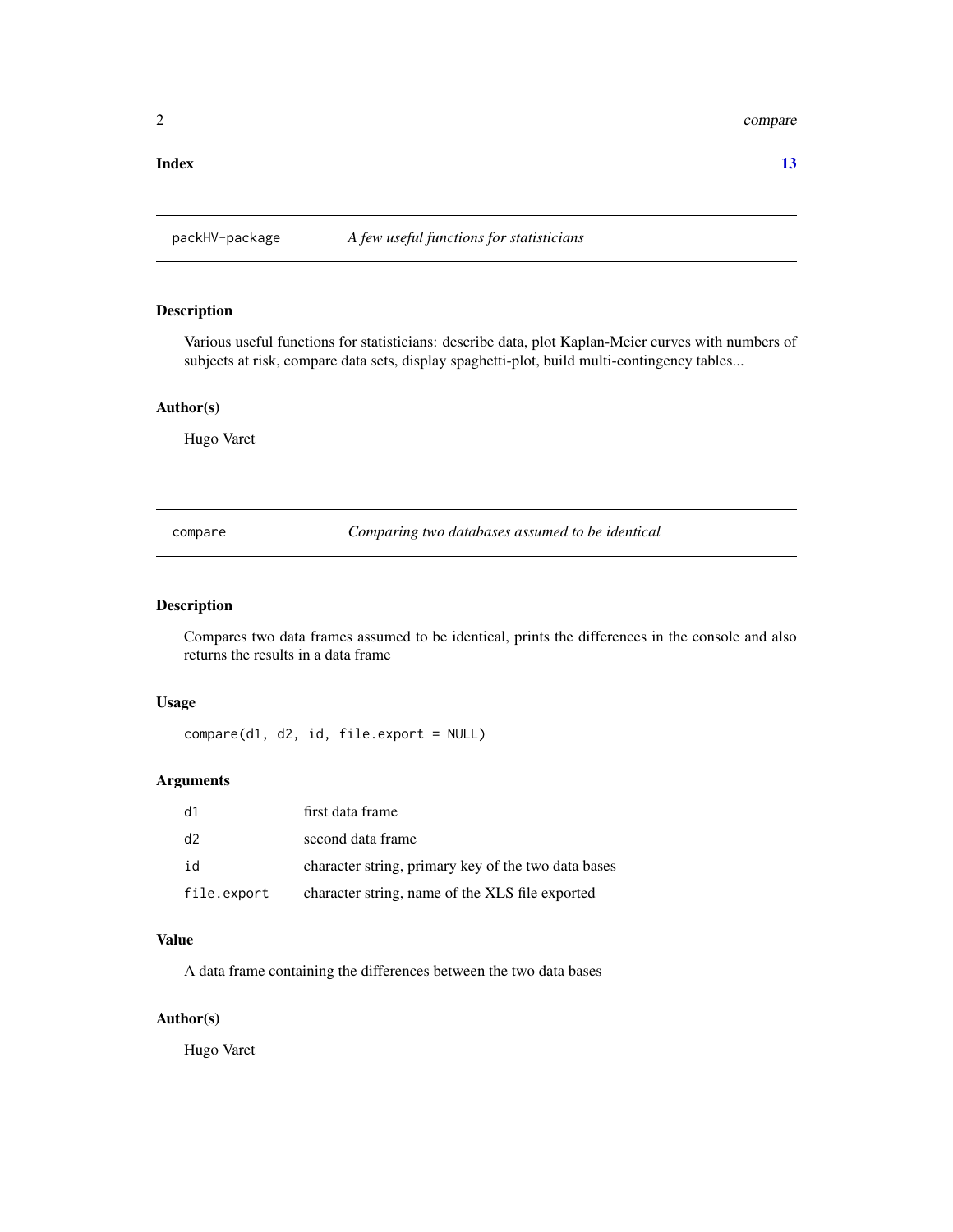**Index** **13**

## packHV-package — *A few useful functions for statisticians*

### Description

Various useful functions for statisticians: describe data, plot Kaplan-Meier curves with numbers of subjects at risk, compare data sets, display spaghetti-plot, build multi-contingency tables...

### Author(s)

Hugo Varet

## compare — *Comparing two databases assumed to be identical*

### Description

Compares two data frames assumed to be identical, prints the differences in the console and also returns the results in a data frame

### Usage

```
compare(d1, d2, id, file.export = NULL)
```

### Arguments

| | |
|---|---|
| d1 | first data frame |
| d2 | second data frame |
| id | character string, primary key of the two data bases |
| file.export | character string, name of the XLS file exported |

### Value

A data frame containing the differences between the two data bases

### Author(s)

Hugo Varet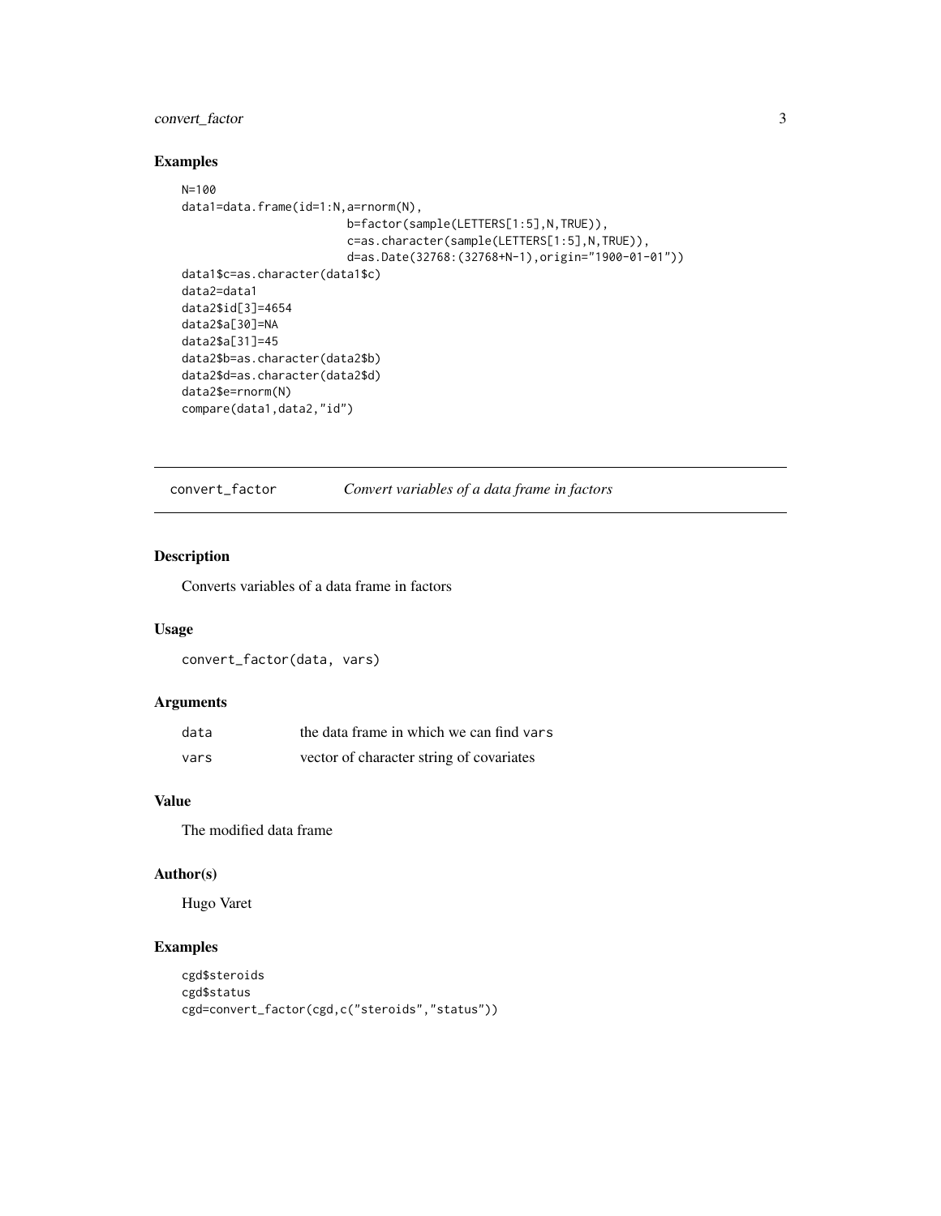### Examples

```
N=100
data1=data.frame(id=1:N,a=rnorm(N),
                        b=factor(sample(LETTERS[1:5],N,TRUE)),
                        c=as.character(sample(LETTERS[1:5],N,TRUE)),
                        d=as.Date(32768:(32768+N-1),origin="1900-01-01"))
data1$c=as.character(data1$c)
data2=data1
data2$id[3]=4654
data2$a[30]=NA
data2$a[31]=45
data2$b=as.character(data2$b)
data2$d=as.character(data2$d)
data2$e=rnorm(N)
compare(data1,data2,"id")
```

---

## convert_factor    *Convert variables of a data frame in factors*

### Description

Converts variables of a data frame in factors

### Usage

```
convert_factor(data, vars)
```

### Arguments

| | |
|---|---|
| data | the data frame in which we can find vars |
| vars | vector of character string of covariates |

### Value

The modified data frame

### Author(s)

Hugo Varet

### Examples

```
cgd$steroids
cgd$status
cgd=convert_factor(cgd,c("steroids","status"))
```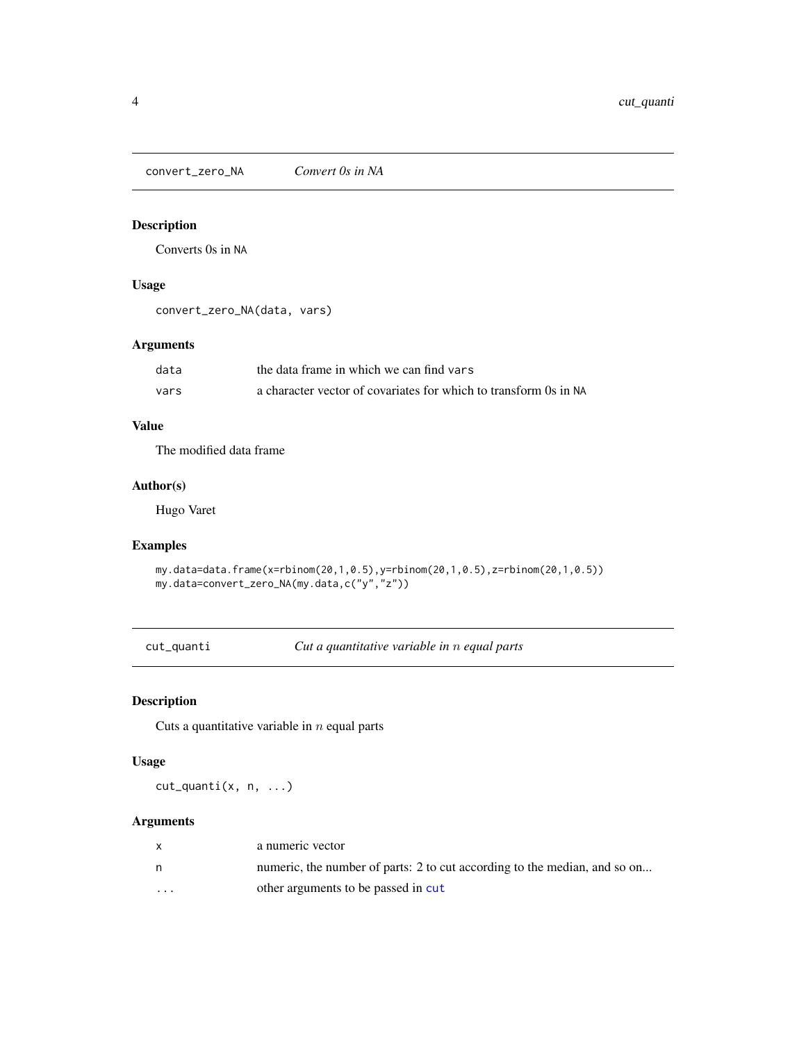## convert_zero_NA — *Convert 0s in NA*

### Description

Converts 0s in NA

### Usage

```
convert_zero_NA(data, vars)
```

### Arguments

| | |
|---|---|
| data | the data frame in which we can find vars |
| vars | a character vector of covariates for which to transform 0s in NA |

### Value

The modified data frame

### Author(s)

Hugo Varet

### Examples

```
my.data=data.frame(x=rbinom(20,1,0.5),y=rbinom(20,1,0.5),z=rbinom(20,1,0.5))
my.data=convert_zero_NA(my.data,c("y","z"))
```

## cut_quanti — *Cut a quantitative variable in $n$ equal parts*

### Description

Cuts a quantitative variable in $n$ equal parts

### Usage

```
cut_quanti(x, n, ...)
```

### Arguments

| | |
|---|---|
| x | a numeric vector |
| n | numeric, the number of parts: 2 to cut according to the median, and so on... |
| ... | other arguments to be passed in cut |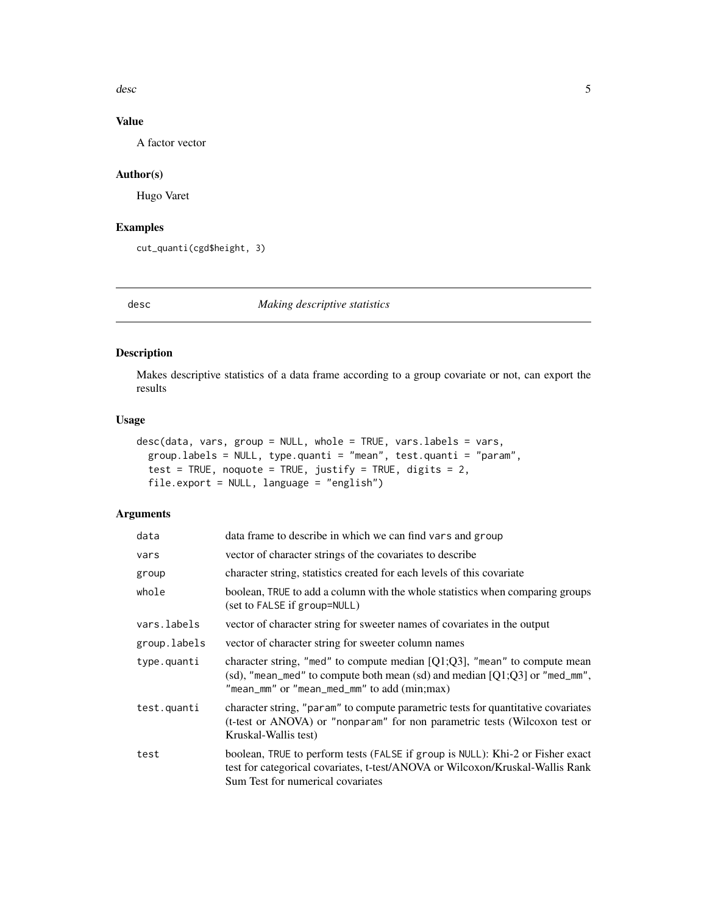### Value

A factor vector

### Author(s)

Hugo Varet

### Examples

```
cut_quanti(cgd$height, 3)
```

## desc — *Making descriptive statistics*

### Description

Makes descriptive statistics of a data frame according to a group covariate or not, can export the results

### Usage

```
desc(data, vars, group = NULL, whole = TRUE, vars.labels = vars,
  group.labels = NULL, type.quanti = "mean", test.quanti = "param",
  test = TRUE, noquote = TRUE, justify = TRUE, digits = 2,
  file.export = NULL, language = "english")
```

### Arguments

| | |
|---|---|
| `data` | data frame to describe in which we can find `vars` and `group` |
| `vars` | vector of character strings of the covariates to describe |
| `group` | character string, statistics created for each levels of this covariate |
| `whole` | boolean, `TRUE` to add a column with the whole statistics when comparing groups (set to `FALSE` if `group=NULL`) |
| `vars.labels` | vector of character string for sweeter names of covariates in the output |
| `group.labels` | vector of character string for sweeter column names |
| `type.quanti` | character string, `"med"` to compute median [Q1;Q3], `"mean"` to compute mean (sd), `"mean_med"` to compute both mean (sd) and median [Q1;Q3] or `"med_mm"`, `"mean_mm"` or `"mean_med_mm"` to add (min;max) |
| `test.quanti` | character string, `"param"` to compute parametric tests for quantitative covariates (t-test or ANOVA) or `"nonparam"` for non parametric tests (Wilcoxon test or Kruskal-Wallis test) |
| `test` | boolean, `TRUE` to perform tests (`FALSE` if `group` is `NULL`): Khi-2 or Fisher exact test for categorical covariates, t-test/ANOVA or Wilcoxon/Kruskal-Wallis Rank Sum Test for numerical covariates |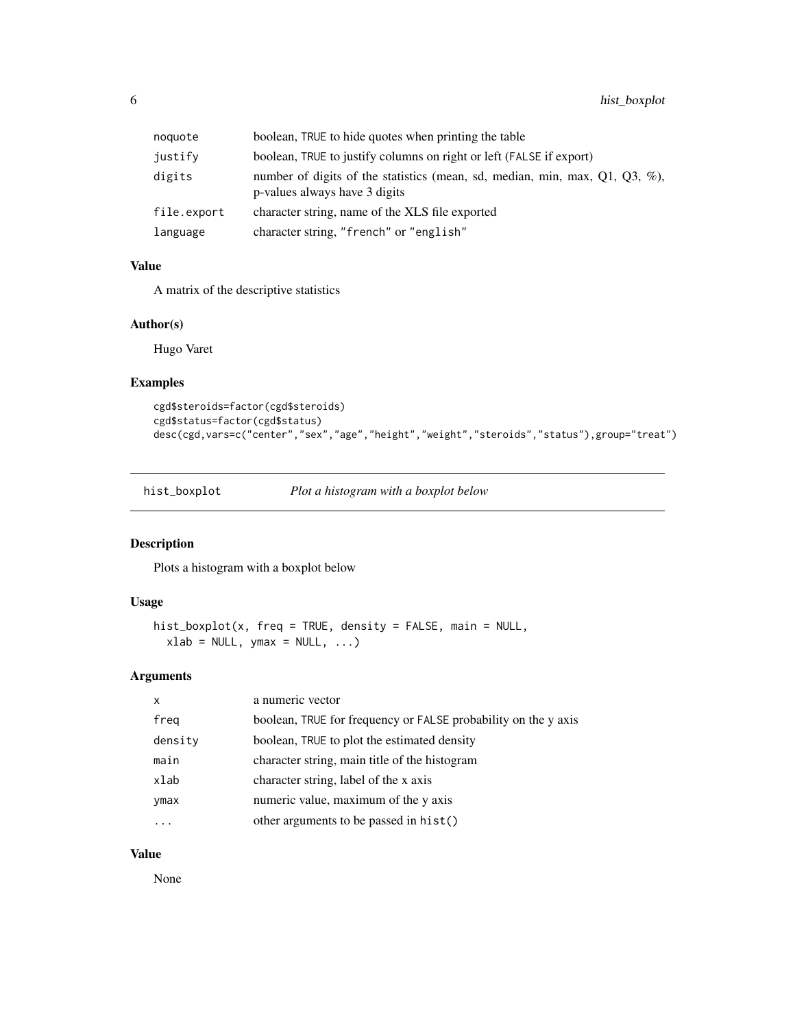| | |
|---|---|
| noquote | boolean, TRUE to hide quotes when printing the table |
| justify | boolean, TRUE to justify columns on right or left (FALSE if export) |
| digits | number of digits of the statistics (mean, sd, median, min, max, Q1, Q3, %), p-values always have 3 digits |
| file.export | character string, name of the XLS file exported |
| language | character string, "french" or "english" |

### Value

A matrix of the descriptive statistics

### Author(s)

Hugo Varet

### Examples

```
cgd$steroids=factor(cgd$steroids)
cgd$status=factor(cgd$status)
desc(cgd,vars=c("center","sex","age","height","weight","steroids","status"),group="treat")
```

---

## hist_boxplot *Plot a histogram with a boxplot below*

### Description

Plots a histogram with a boxplot below

### Usage

```
hist_boxplot(x, freq = TRUE, density = FALSE, main = NULL,
  xlab = NULL, ymax = NULL, ...)
```

### Arguments

| | |
|---|---|
| x | a numeric vector |
| freq | boolean, TRUE for frequency or FALSE probability on the y axis |
| density | boolean, TRUE to plot the estimated density |
| main | character string, main title of the histogram |
| xlab | character string, label of the x axis |
| ymax | numeric value, maximum of the y axis |
| ... | other arguments to be passed in hist() |

### Value

None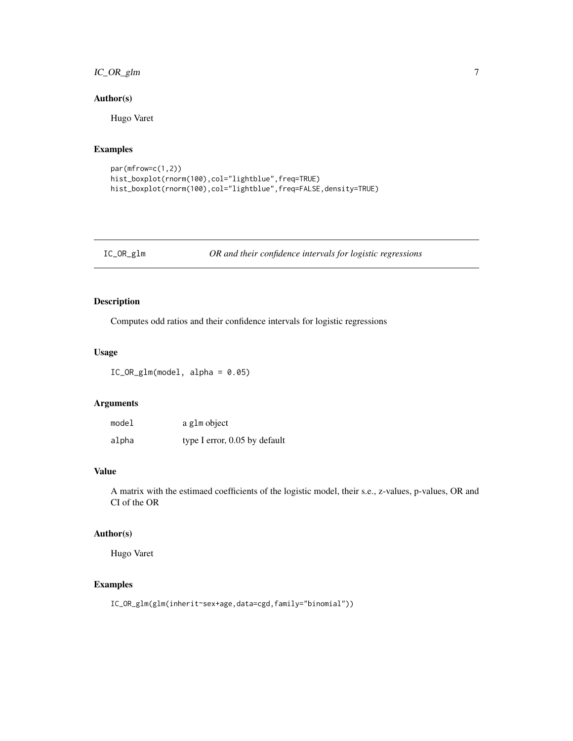## Author(s)

Hugo Varet

## Examples

```
par(mfrow=c(1,2))
hist_boxplot(rnorm(100),col="lightblue",freq=TRUE)
hist_boxplot(rnorm(100),col="lightblue",freq=FALSE,density=TRUE)
```

---

# IC_OR_glm *OR and their confidence intervals for logistic regressions*

---

## Description

Computes odd ratios and their confidence intervals for logistic regressions

## Usage

```
IC_OR_glm(model, alpha = 0.05)
```

## Arguments

| | |
|---|---|
| model | a glm object |
| alpha | type I error, 0.05 by default |

## Value

A matrix with the estimaed coefficients of the logistic model, their s.e., z-values, p-values, OR and CI of the OR

## Author(s)

Hugo Varet

## Examples

```
IC_OR_glm(glm(inherit~sex+age,data=cgd,family="binomial"))
```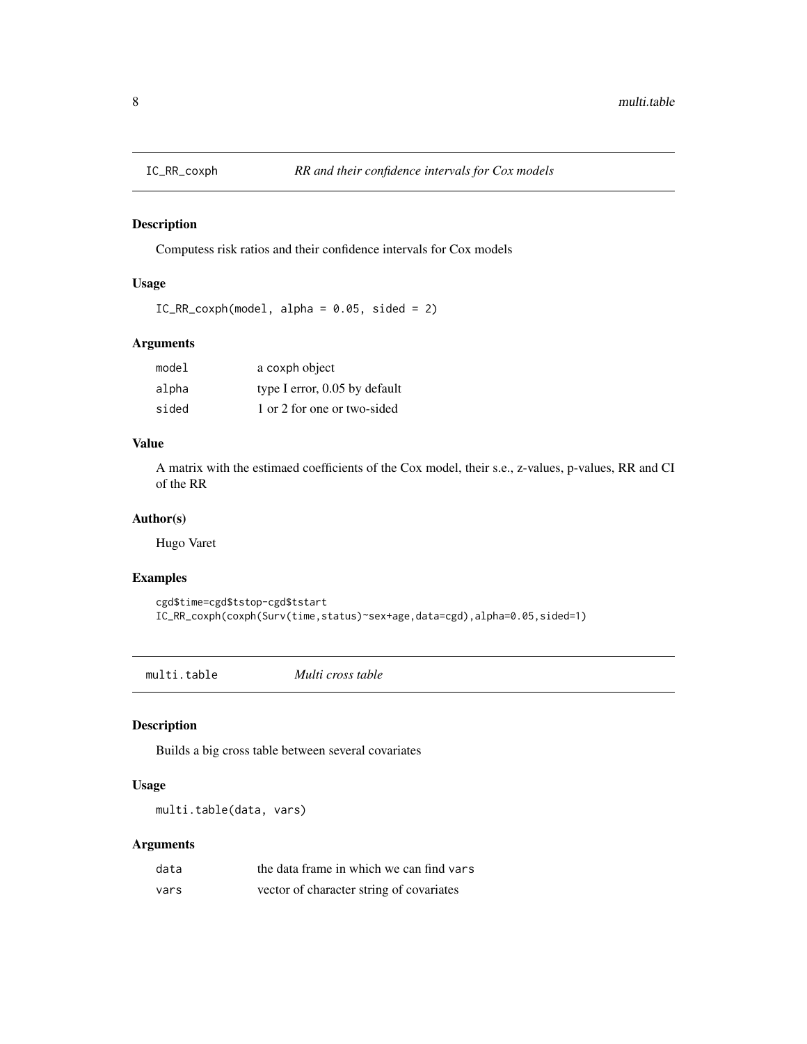## IC_RR_coxph — *RR and their confidence intervals for Cox models*

### Description

Computess risk ratios and their confidence intervals for Cox models

### Usage

```
IC_RR_coxph(model, alpha = 0.05, sided = 2)
```

### Arguments

| | |
|---|---|
| `model` | a coxph object |
| `alpha` | type I error, 0.05 by default |
| `sided` | 1 or 2 for one or two-sided |

### Value

A matrix with the estimaed coefficients of the Cox model, their s.e., z-values, p-values, RR and CI of the RR

### Author(s)

Hugo Varet

### Examples

```
cgd$time=cgd$tstop-cgd$tstart
IC_RR_coxph(coxph(Surv(time,status)~sex+age,data=cgd),alpha=0.05,sided=1)
```

## multi.table — *Multi cross table*

### Description

Builds a big cross table between several covariates

### Usage

```
multi.table(data, vars)
```

### Arguments

| | |
|---|---|
| `data` | the data frame in which we can find `vars` |
| `vars` | vector of character string of covariates |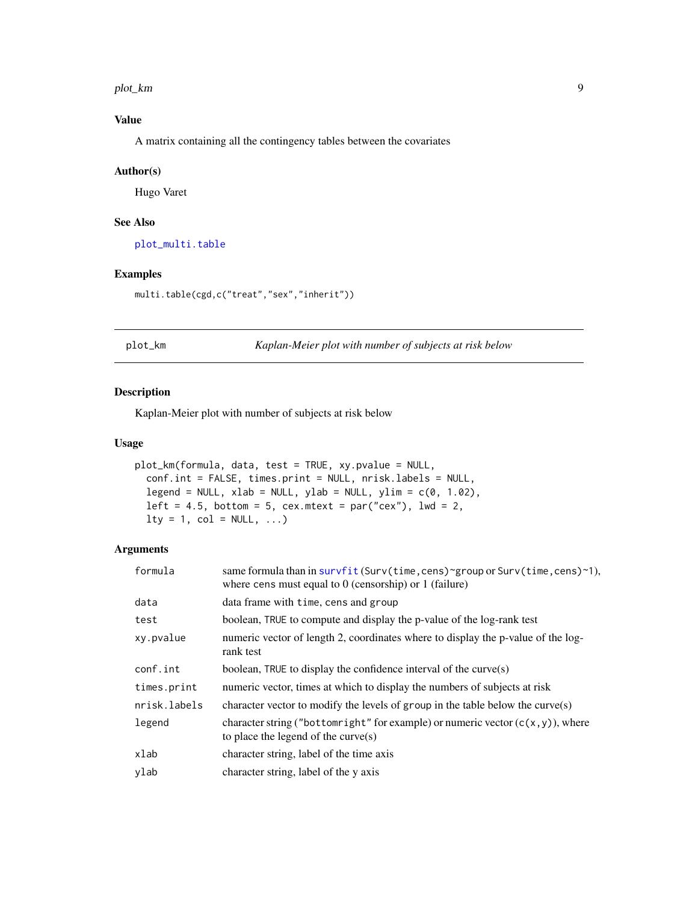### Value

A matrix containing all the contingency tables between the covariates

### Author(s)

Hugo Varet

### See Also

plot_multi.table

### Examples

```
multi.table(cgd,c("treat","sex","inherit"))
```

---

## plot_km — *Kaplan-Meier plot with number of subjects at risk below*

---

### Description

Kaplan-Meier plot with number of subjects at risk below

### Usage

```
plot_km(formula, data, test = TRUE, xy.pvalue = NULL,
  conf.int = FALSE, times.print = NULL, nrisk.labels = NULL,
  legend = NULL, xlab = NULL, ylab = NULL, ylim = c(0, 1.02),
  left = 4.5, bottom = 5, cex.mtext = par("cex"), lwd = 2,
  lty = 1, col = NULL, ...)
```

### Arguments

| | |
|---|---|
| `formula` | same formula than in `survfit` (`Surv(time,cens)~group` or `Surv(time,cens)~1`), where `cens` must equal to 0 (censorship) or 1 (failure) |
| `data` | data frame with `time`, `cens` and `group` |
| `test` | boolean, `TRUE` to compute and display the p-value of the log-rank test |
| `xy.pvalue` | numeric vector of length 2, coordinates where to display the p-value of the log-rank test |
| `conf.int` | boolean, `TRUE` to display the confidence interval of the curve(s) |
| `times.print` | numeric vector, times at which to display the numbers of subjects at risk |
| `nrisk.labels` | character vector to modify the levels of `group` in the table below the curve(s) |
| `legend` | character string (`"bottomright"` for example) or numeric vector (`c(x,y)`), where to place the legend of the curve(s) |
| `xlab` | character string, label of the time axis |
| `ylab` | character string, label of the y axis |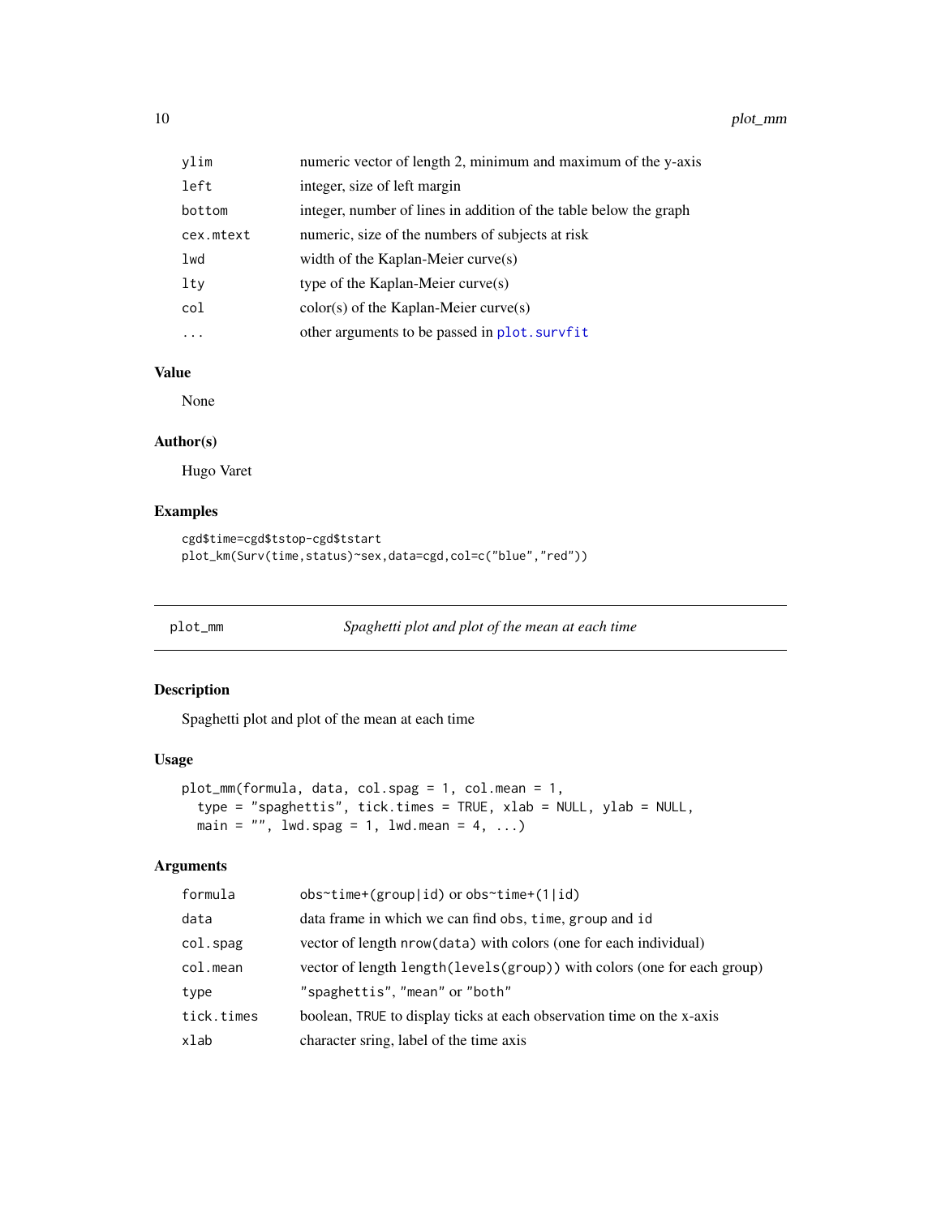| | |
|---|---|
| ylim | numeric vector of length 2, minimum and maximum of the y-axis |
| left | integer, size of left margin |
| bottom | integer, number of lines in addition of the table below the graph |
| cex.mtext | numeric, size of the numbers of subjects at risk |
| lwd | width of the Kaplan-Meier curve(s) |
| lty | type of the Kaplan-Meier curve(s) |
| col | color(s) of the Kaplan-Meier curve(s) |
| ... | other arguments to be passed in plot.survfit |

### Value

None

### Author(s)

Hugo Varet

### Examples

```
cgd$time=cgd$tstop-cgd$tstart
plot_km(Surv(time,status)~sex,data=cgd,col=c("blue","red"))
```

---

## plot_mm    *Spaghetti plot and plot of the mean at each time*

---

### Description

Spaghetti plot and plot of the mean at each time

### Usage

```
plot_mm(formula, data, col.spag = 1, col.mean = 1,
  type = "spaghettis", tick.times = TRUE, xlab = NULL, ylab = NULL,
  main = "", lwd.spag = 1, lwd.mean = 4, ...)
```

### Arguments

| | |
|---|---|
| formula | obs~time+(group\|id) or obs~time+(1\|id) |
| data | data frame in which we can find obs, time, group and id |
| col.spag | vector of length nrow(data) with colors (one for each individual) |
| col.mean | vector of length length(levels(group)) with colors (one for each group) |
| type | "spaghettis", "mean" or "both" |
| tick.times | boolean, TRUE to display ticks at each observation time on the x-axis |
| xlab | character sring, label of the time axis |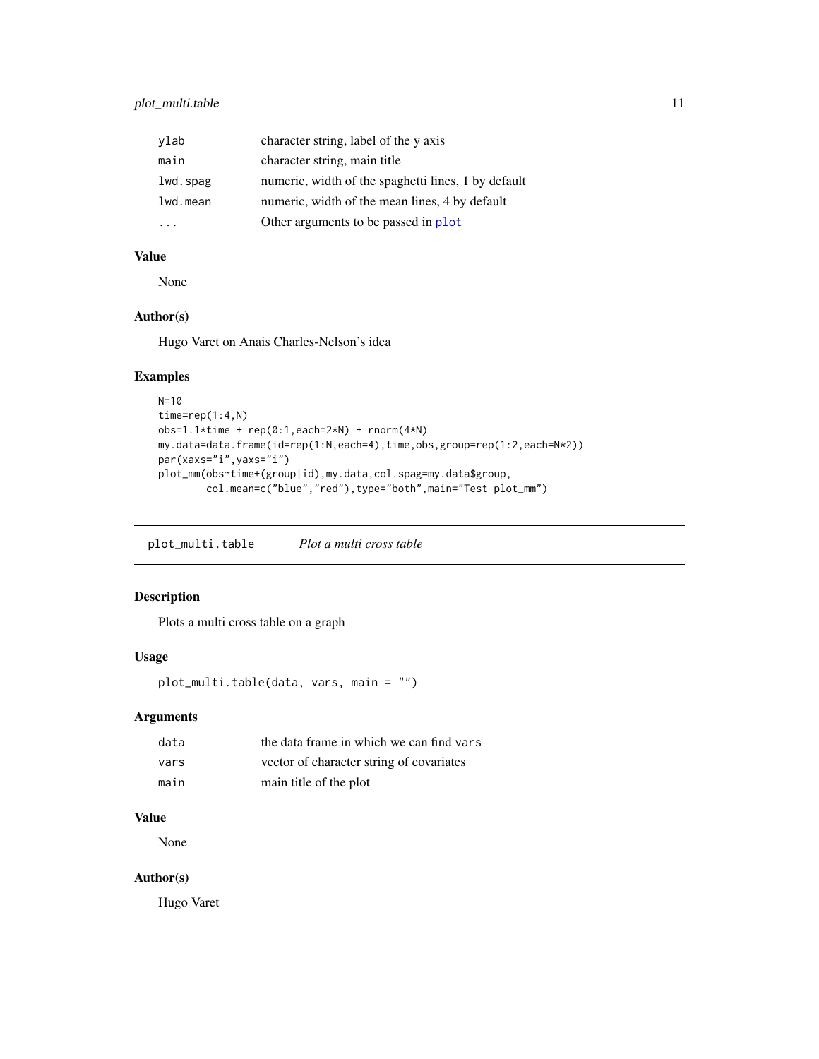| | |
|---|---|
| ylab | character string, label of the y axis |
| main | character string, main title |
| lwd.spag | numeric, width of the spaghetti lines, 1 by default |
| lwd.mean | numeric, width of the mean lines, 4 by default |
| ... | Other arguments to be passed in plot |

### Value

None

### Author(s)

Hugo Varet on Anais Charles-Nelson's idea

### Examples

```
N=10
time=rep(1:4,N)
obs=1.1*time + rep(0:1,each=2*N) + rnorm(4*N)
my.data=data.frame(id=rep(1:N,each=4),time,obs,group=rep(1:2,each=N*2))
par(xaxs="i",yaxs="i")
plot_mm(obs~time+(group|id),my.data,col.spag=my.data$group,
        col.mean=c("blue","red"),type="both",main="Test plot_mm")
```

---

## plot_multi.table *Plot a multi cross table*

---

### Description

Plots a multi cross table on a graph

### Usage

```
plot_multi.table(data, vars, main = "")
```

### Arguments

| | |
|---|---|
| data | the data frame in which we can find vars |
| vars | vector of character string of covariates |
| main | main title of the plot |

### Value

None

### Author(s)

Hugo Varet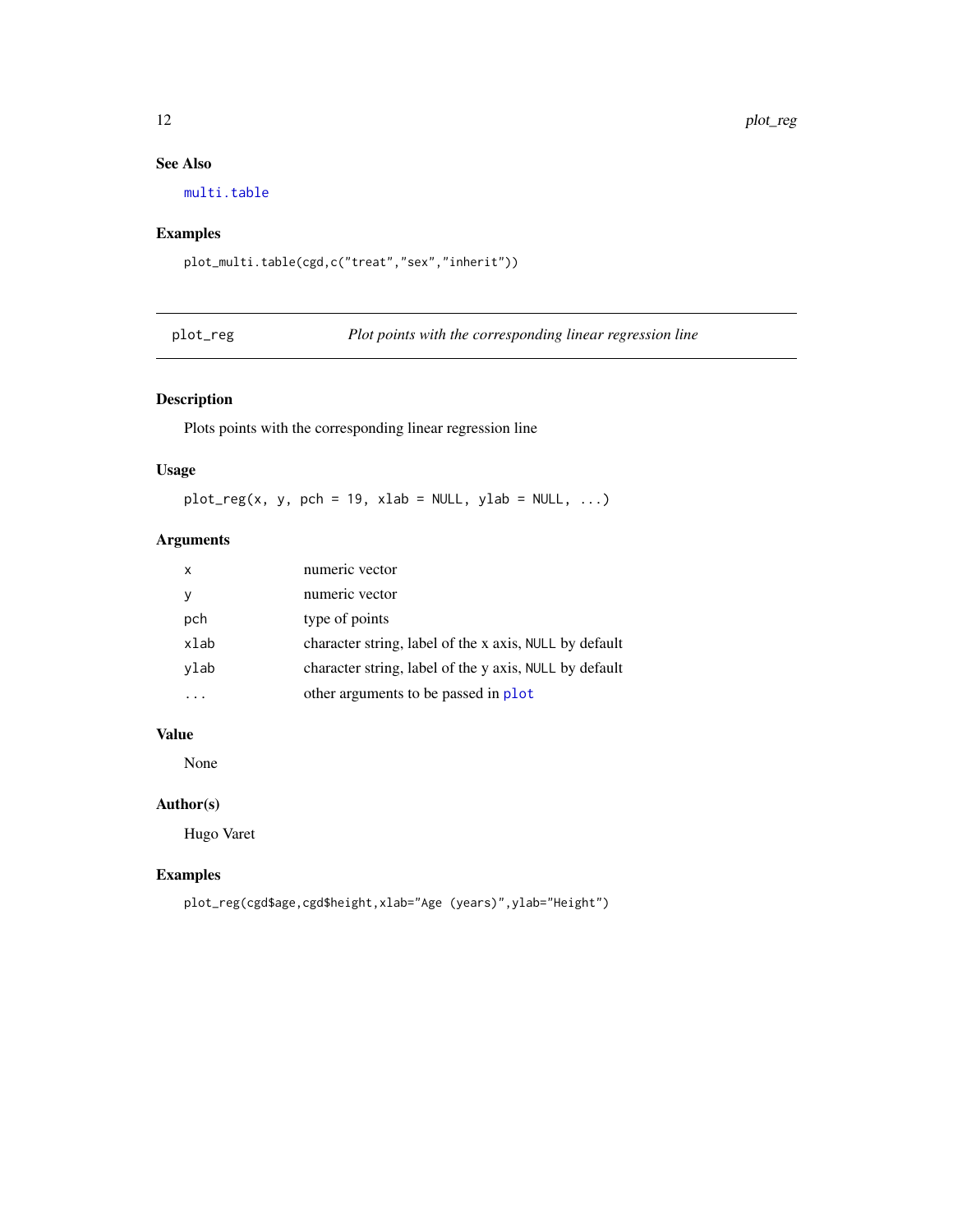## See Also

multi.table

## Examples

```
plot_multi.table(cgd,c("treat","sex","inherit"))
```

---

# plot_reg — *Plot points with the corresponding linear regression line*

## Description

Plots points with the corresponding linear regression line

## Usage

```
plot_reg(x, y, pch = 19, xlab = NULL, ylab = NULL, ...)
```

## Arguments

| | |
|---|---|
| x | numeric vector |
| y | numeric vector |
| pch | type of points |
| xlab | character string, label of the x axis, NULL by default |
| ylab | character string, label of the y axis, NULL by default |
| ... | other arguments to be passed in plot |

## Value

None

## Author(s)

Hugo Varet

## Examples

```
plot_reg(cgd$age,cgd$height,xlab="Age (years)",ylab="Height")
```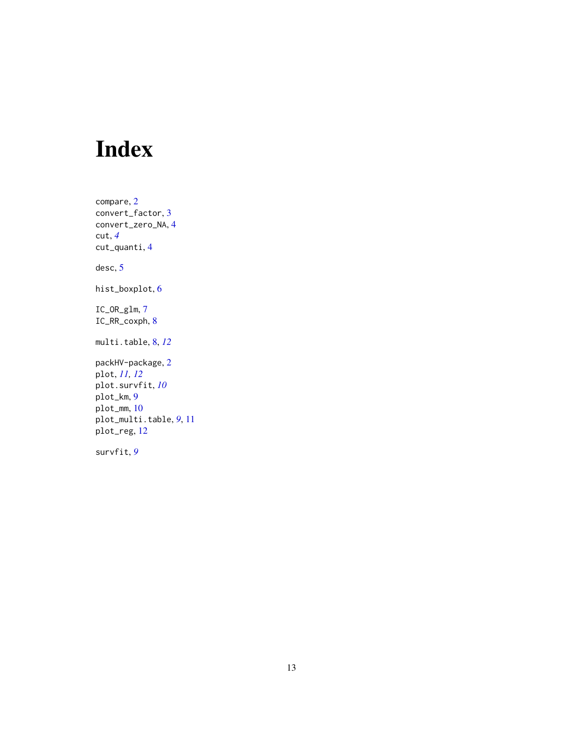# Index

compare, 2
convert_factor, 3
convert_zero_NA, 4
cut, *4*
cut_quanti, 4

desc, 5

hist_boxplot, 6

IC_OR_glm, 7
IC_RR_coxph, 8

multi.table, 8, *12*

packHV-package, 2
plot, *11, 12*
plot.survfit, *10*
plot_km, 9
plot_mm, 10
plot_multi.table, *9*, 11
plot_reg, 12

survfit, *9*